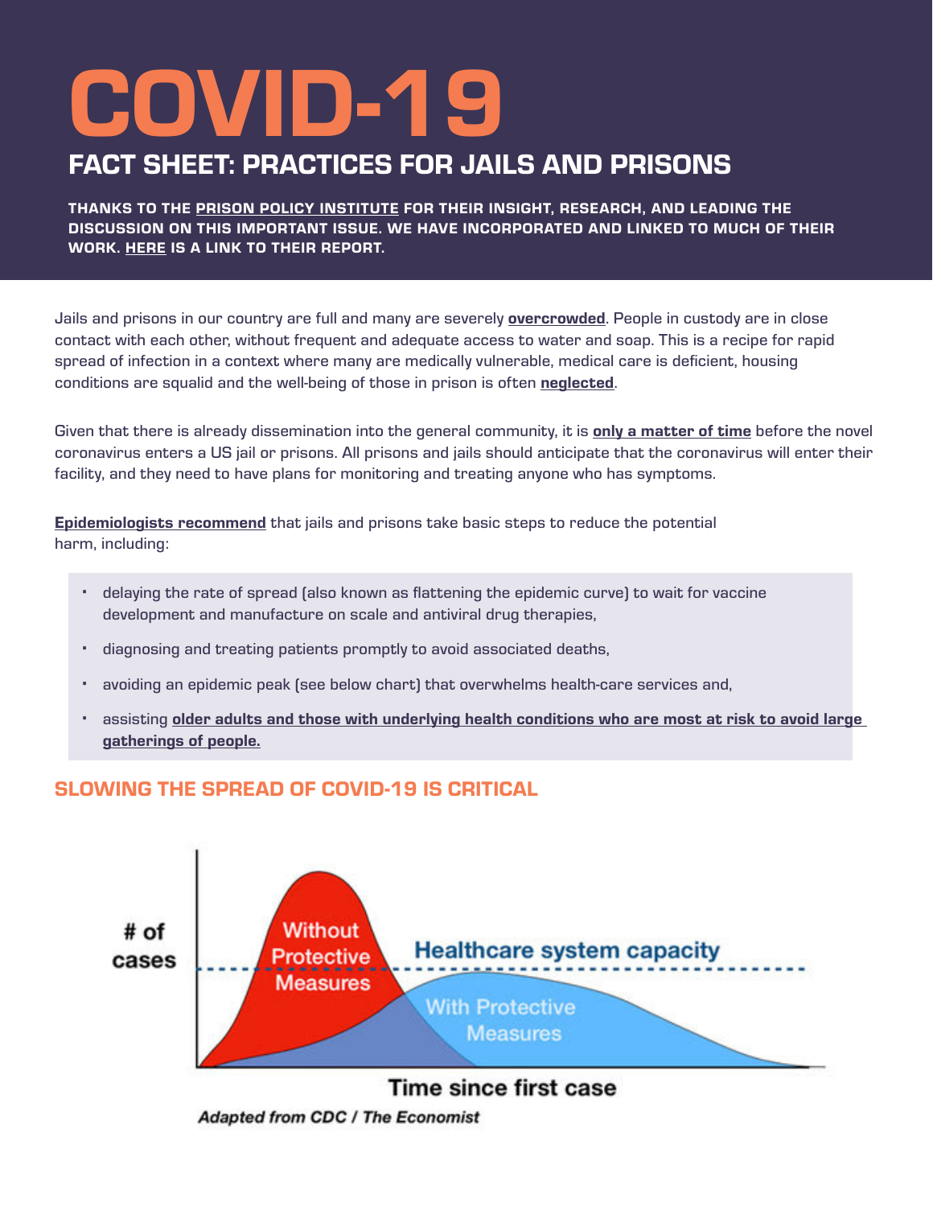# COVID-19

## FACT SHEET: PRACTICES FOR JAILS AND PRISONS

**THANKS TO THE PRISON POLICY INSTITUTE FOR THEIR INSIGHT, RESEARCH, AND LEADING THE DISCUSSION ON THIS IMPORTANT ISSUE. WE HAVE INCORPORATED AND LINKED TO MUCH OF THEIR WORK. HERE IS A LINK TO THEIR REPORT.**

Jails and prisons in our country are full and many are severely **overcrowded**. People in custody are in close contact with each other, without frequent and adequate access to water and soap. This is a recipe for rapid spread of infection in a context where many are medically vulnerable, medical care is deficient, housing conditions are squalid and the well-being of those in prison is often **neglected**.

Given that there is already dissemination into the general community, it is **only a matter of time** before the novel coronavirus enters a US jail or prisons. All prisons and jails should anticipate that the coronavirus will enter their facility, and they need to have plans for monitoring and treating anyone who has symptoms.

**Epidemiologists recommend** that jails and prisons take basic steps to reduce the potential harm, including:

- delaying the rate of spread (also known as flattening the epidemic curve) to wait for vaccine development and manufacture on scale and antiviral drug therapies,
- diagnosing and treating patients promptly to avoid associated deaths,
- avoiding an epidemic peak (see below chart) that overwhelms health-care services and,
- assisting **older adults and those with underlying health conditions who are most at risk to avoid large gatherings of people.**

## SLOWING THE SPREAD OF COVID-19 IS CRITICAL

# of cases

Without Protective Measures

Healthcare system capacity

With Protective Measures

Time since first case

*Adapted from CDC / The Economist*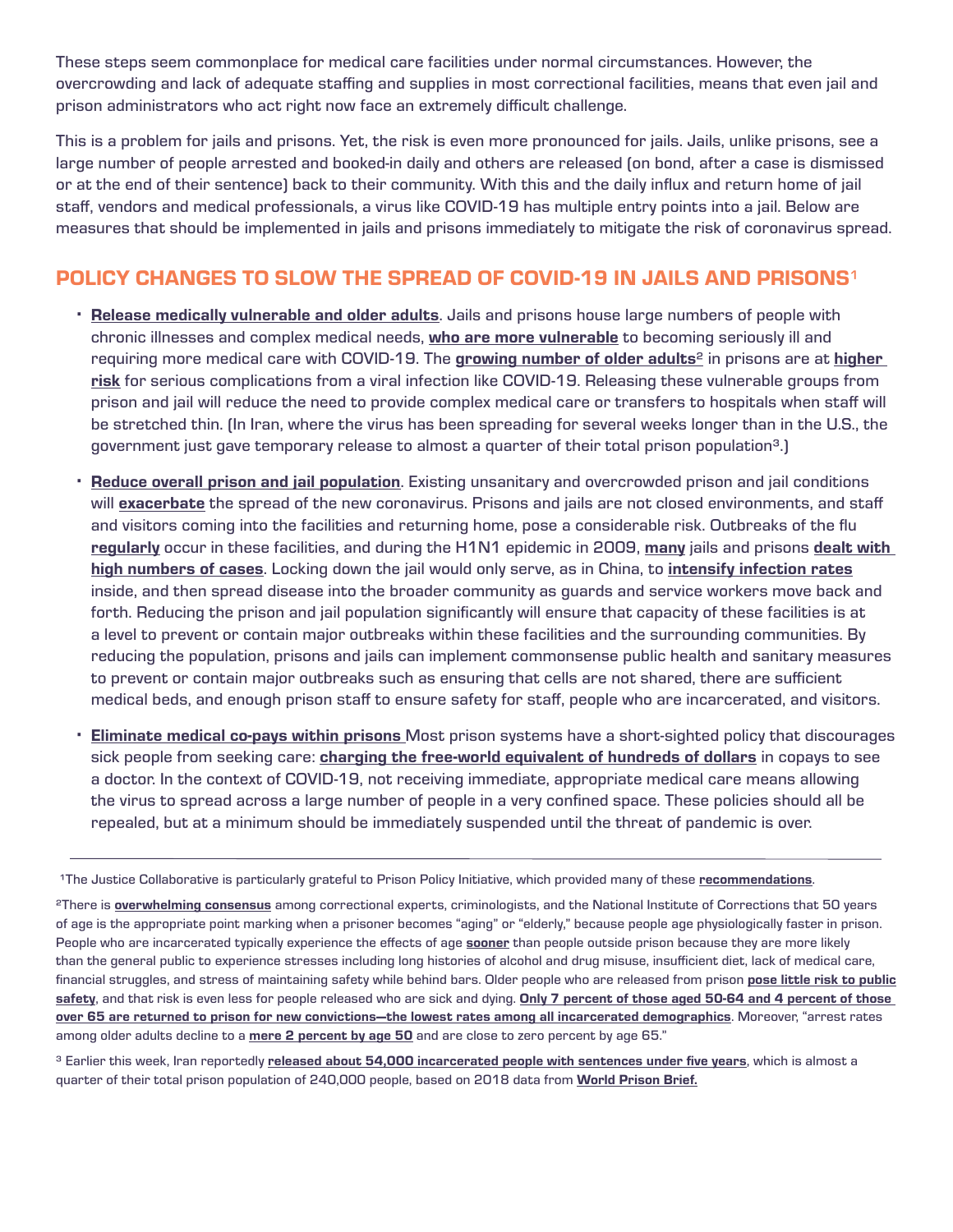These steps seem commonplace for medical care facilities under normal circumstances. However, the overcrowding and lack of adequate staffing and supplies in most correctional facilities, means that even jail and prison administrators who act right now face an extremely difficult challenge.

This is a problem for jails and prisons. Yet, the risk is even more pronounced for jails. Jails, unlike prisons, see a large number of people arrested and booked-in daily and others are released (on bond, after a case is dismissed or at the end of their sentence) back to their community. With this and the daily influx and return home of jail staff, vendors and medical professionals, a virus like COVID-19 has multiple entry points into a jail. Below are measures that should be implemented in jails and prisons immediately to mitigate the risk of coronavirus spread.

## POLICY CHANGES TO SLOW THE SPREAD OF COVID-19 IN JAILS AND PRISONS[1]

- **Release medically vulnerable and older adults**. Jails and prisons house large numbers of people with chronic illnesses and complex medical needs, **who are more vulnerable** to becoming seriously ill and requiring more medical care with COVID-19. The **growing number of older adults**[2] in prisons are at **higher risk** for serious complications from a viral infection like COVID-19. Releasing these vulnerable groups from prison and jail will reduce the need to provide complex medical care or transfers to hospitals when staff will be stretched thin. (In Iran, where the virus has been spreading for several weeks longer than in the U.S., the government just gave temporary release to almost a quarter of their total prison population[3].)

- **Reduce overall prison and jail population**. Existing unsanitary and overcrowded prison and jail conditions will **exacerbate** the spread of the new coronavirus. Prisons and jails are not closed environments, and staff and visitors coming into the facilities and returning home, pose a considerable risk. Outbreaks of the flu **regularly** occur in these facilities, and during the H1N1 epidemic in 2009, **many** jails and prisons **dealt with high numbers of cases**. Locking down the jail would only serve, as in China, to **intensify infection rates** inside, and then spread disease into the broader community as guards and service workers move back and forth. Reducing the prison and jail population significantly will ensure that capacity of these facilities is at a level to prevent or contain major outbreaks within these facilities and the surrounding communities. By reducing the population, prisons and jails can implement commonsense public health and sanitary measures to prevent or contain major outbreaks such as ensuring that cells are not shared, there are sufficient medical beds, and enough prison staff to ensure safety for staff, people who are incarcerated, and visitors.

- **Eliminate medical co-pays within prisons** Most prison systems have a short-sighted policy that discourages sick people from seeking care: **charging the free-world equivalent of hundreds of dollars** in copays to see a doctor. In the context of COVID-19, not receiving immediate, appropriate medical care means allowing the virus to spread across a large number of people in a very confined space. These policies should all be repealed, but at a minimum should be immediately suspended until the threat of pandemic is over.

---

[1] The Justice Collaborative is particularly grateful to Prison Policy Initiative, which provided many of these **recommendations**.

[2] There is **overwhelming consensus** among correctional experts, criminologists, and the National Institute of Corrections that 50 years of age is the appropriate point marking when a prisoner becomes "aging" or "elderly," because people age physiologically faster in prison. People who are incarcerated typically experience the effects of age **sooner** than people outside prison because they are more likely than the general public to experience stresses including long histories of alcohol and drug misuse, insufficient diet, lack of medical care, financial struggles, and stress of maintaining safety while behind bars. Older people who are released from prison **pose little risk to public safety**, and that risk is even less for people released who are sick and dying. **Only 7 percent of those aged 50-64 and 4 percent of those over 65 are returned to prison for new convictions—the lowest rates among all incarcerated demographics**. Moreover, "arrest rates among older adults decline to a **mere 2 percent by age 50** and are close to zero percent by age 65."

[3] Earlier this week, Iran reportedly **released about 54,000 incarcerated people with sentences under five years**, which is almost a quarter of their total prison population of 240,000 people, based on 2018 data from **World Prison Brief.**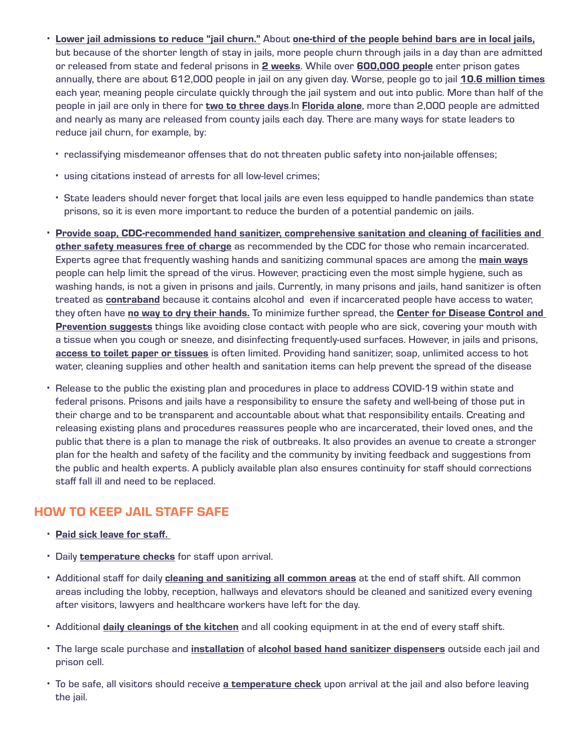- **Lower jail admissions to reduce "jail churn."** About **one-third of the people behind bars are in local jails,** but because of the shorter length of stay in jails, more people churn through jails in a day than are admitted or released from state and federal prisons in **2 weeks**. While over **600,000 people** enter prison gates annually, there are about 612,000 people in jail on any given day. Worse, people go to jail **10.6 million times** each year, meaning people circulate quickly through the jail system and out into public. More than half of the people in jail are only in there for **two to three days**.In **Florida alone**, more than 2,000 people are admitted and nearly as many are released from county jails each day. There are many ways for state leaders to reduce jail churn, for example, by:
  - reclassifying misdemeanor offenses that do not threaten public safety into non-jailable offenses;
  - using citations instead of arrests for all low-level crimes;
  - State leaders should never forget that local jails are even less equipped to handle pandemics than state prisons, so it is even more important to reduce the burden of a potential pandemic on jails.
- **Provide soap, CDC-recommended hand sanitizer, comprehensive sanitation and cleaning of facilities and other safety measures free of charge** as recommended by the CDC for those who remain incarcerated. Experts agree that frequently washing hands and sanitizing communal spaces are among the **main ways** people can help limit the spread of the virus. However, practicing even the most simple hygiene, such as washing hands, is not a given in prisons and jails. Currently, in many prisons and jails, hand sanitizer is often treated as **contraband** because it contains alcohol and even if incarcerated people have access to water, they often have **no way to dry their hands.** To minimize further spread, the **Center for Disease Control and Prevention suggests** things like avoiding close contact with people who are sick, covering your mouth with a tissue when you cough or sneeze, and disinfecting frequently-used surfaces. However, in jails and prisons, **access to toilet paper or tissues** is often limited. Providing hand sanitizer, soap, unlimited access to hot water, cleaning supplies and other health and sanitation items can help prevent the spread of the disease
- Release to the public the existing plan and procedures in place to address COVID-19 within state and federal prisons. Prisons and jails have a responsibility to ensure the safety and well-being of those put in their charge and to be transparent and accountable about what that responsibility entails. Creating and releasing existing plans and procedures reassures people who are incarcerated, their loved ones, and the public that there is a plan to manage the risk of outbreaks. It also provides an avenue to create a stronger plan for the health and safety of the facility and the community by inviting feedback and suggestions from the public and health experts. A publicly available plan also ensures continuity for staff should corrections staff fall ill and need to be replaced.

## HOW TO KEEP JAIL STAFF SAFE

- **Paid sick leave for staff.**
- Daily **temperature checks** for staff upon arrival.
- Additional staff for daily **cleaning and sanitizing all common areas** at the end of staff shift. All common areas including the lobby, reception, hallways and elevators should be cleaned and sanitized every evening after visitors, lawyers and healthcare workers have left for the day.
- Additional **daily cleanings of the kitchen** and all cooking equipment in at the end of every staff shift.
- The large scale purchase and **installation** of **alcohol based hand sanitizer dispensers** outside each jail and prison cell.
- To be safe, all visitors should receive **a temperature check** upon arrival at the jail and also before leaving the jail.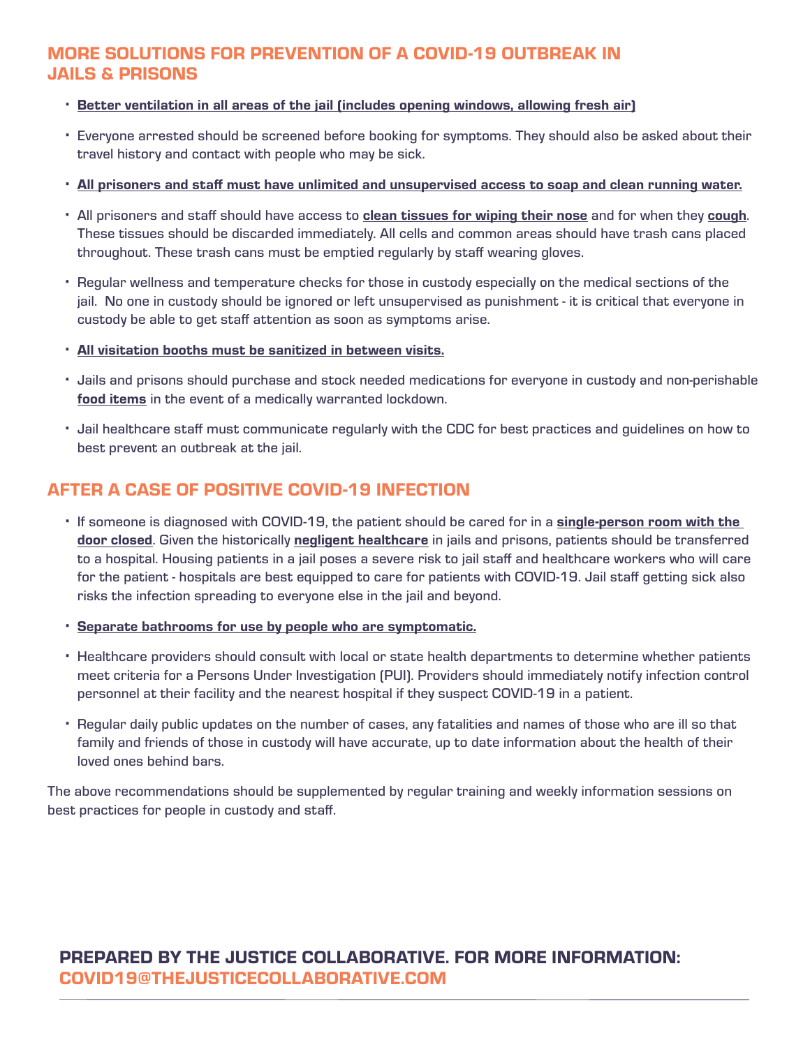## MORE SOLUTIONS FOR PREVENTION OF A COVID-19 OUTBREAK IN JAILS & PRISONS

- **Better ventilation in all areas of the jail (includes opening windows, allowing fresh air)**
- Everyone arrested should be screened before booking for symptoms. They should also be asked about their travel history and contact with people who may be sick.
- **All prisoners and staff must have unlimited and unsupervised access to soap and clean running water.**
- All prisoners and staff should have access to **clean tissues for wiping their nose** and for when they **cough**. These tissues should be discarded immediately. All cells and common areas should have trash cans placed throughout. These trash cans must be emptied regularly by staff wearing gloves.
- Regular wellness and temperature checks for those in custody especially on the medical sections of the jail. No one in custody should be ignored or left unsupervised as punishment - it is critical that everyone in custody be able to get staff attention as soon as symptoms arise.
- **All visitation booths must be sanitized in between visits.**
- Jails and prisons should purchase and stock needed medications for everyone in custody and non-perishable **food items** in the event of a medically warranted lockdown.
- Jail healthcare staff must communicate regularly with the CDC for best practices and guidelines on how to best prevent an outbreak at the jail.

## AFTER A CASE OF POSITIVE COVID-19 INFECTION

- If someone is diagnosed with COVID-19, the patient should be cared for in a **single-person room with the door closed**. Given the historically **negligent healthcare** in jails and prisons, patients should be transferred to a hospital. Housing patients in a jail poses a severe risk to jail staff and healthcare workers who will care for the patient - hospitals are best equipped to care for patients with COVID-19. Jail staff getting sick also risks the infection spreading to everyone else in the jail and beyond.
- **Separate bathrooms for use by people who are symptomatic.**
- Healthcare providers should consult with local or state health departments to determine whether patients meet criteria for a Persons Under Investigation (PUI). Providers should immediately notify infection control personnel at their facility and the nearest hospital if they suspect COVID-19 in a patient.
- Regular daily public updates on the number of cases, any fatalities and names of those who are ill so that family and friends of those in custody will have accurate, up to date information about the health of their loved ones behind bars.

The above recommendations should be supplemented by regular training and weekly information sessions on best practices for people in custody and staff.

**PREPARED BY THE JUSTICE COLLABORATIVE. FOR MORE INFORMATION:**
**COVID19@THEJUSTICECOLLABORATIVE.COM**